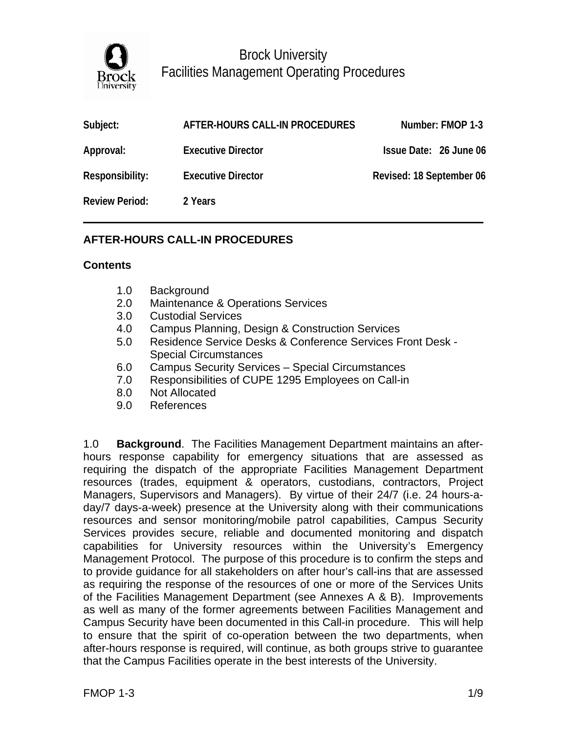Brock University
Facilities Management Operating Procedures

| Subject: | AFTER-HOURS CALL-IN PROCEDURES | Number: FMOP 1-3 |
|---|---|---|
| Approval: | Executive Director | Issue Date: 26 June 06 |
| Responsibility: | Executive Director | Revised: 18 September 06 |
| Review Period: | 2 Years | |

## AFTER-HOURS CALL-IN PROCEDURES

### Contents

1.0 Background
2.0 Maintenance & Operations Services
3.0 Custodial Services
4.0 Campus Planning, Design & Construction Services
5.0 Residence Service Desks & Conference Services Front Desk - Special Circumstances
6.0 Campus Security Services – Special Circumstances
7.0 Responsibilities of CUPE 1295 Employees on Call-in
8.0 Not Allocated
9.0 References

1.0 **Background**. The Facilities Management Department maintains an after-hours response capability for emergency situations that are assessed as requiring the dispatch of the appropriate Facilities Management Department resources (trades, equipment & operators, custodians, contractors, Project Managers, Supervisors and Managers). By virtue of their 24/7 (i.e. 24 hours-a-day/7 days-a-week) presence at the University along with their communications resources and sensor monitoring/mobile patrol capabilities, Campus Security Services provides secure, reliable and documented monitoring and dispatch capabilities for University resources within the University's Emergency Management Protocol. The purpose of this procedure is to confirm the steps and to provide guidance for all stakeholders on after hour's call-ins that are assessed as requiring the response of the resources of one or more of the Services Units of the Facilities Management Department (see Annexes A & B). Improvements as well as many of the former agreements between Facilities Management and Campus Security have been documented in this Call-in procedure. This will help to ensure that the spirit of co-operation between the two departments, when after-hours response is required, will continue, as both groups strive to guarantee that the Campus Facilities operate in the best interests of the University.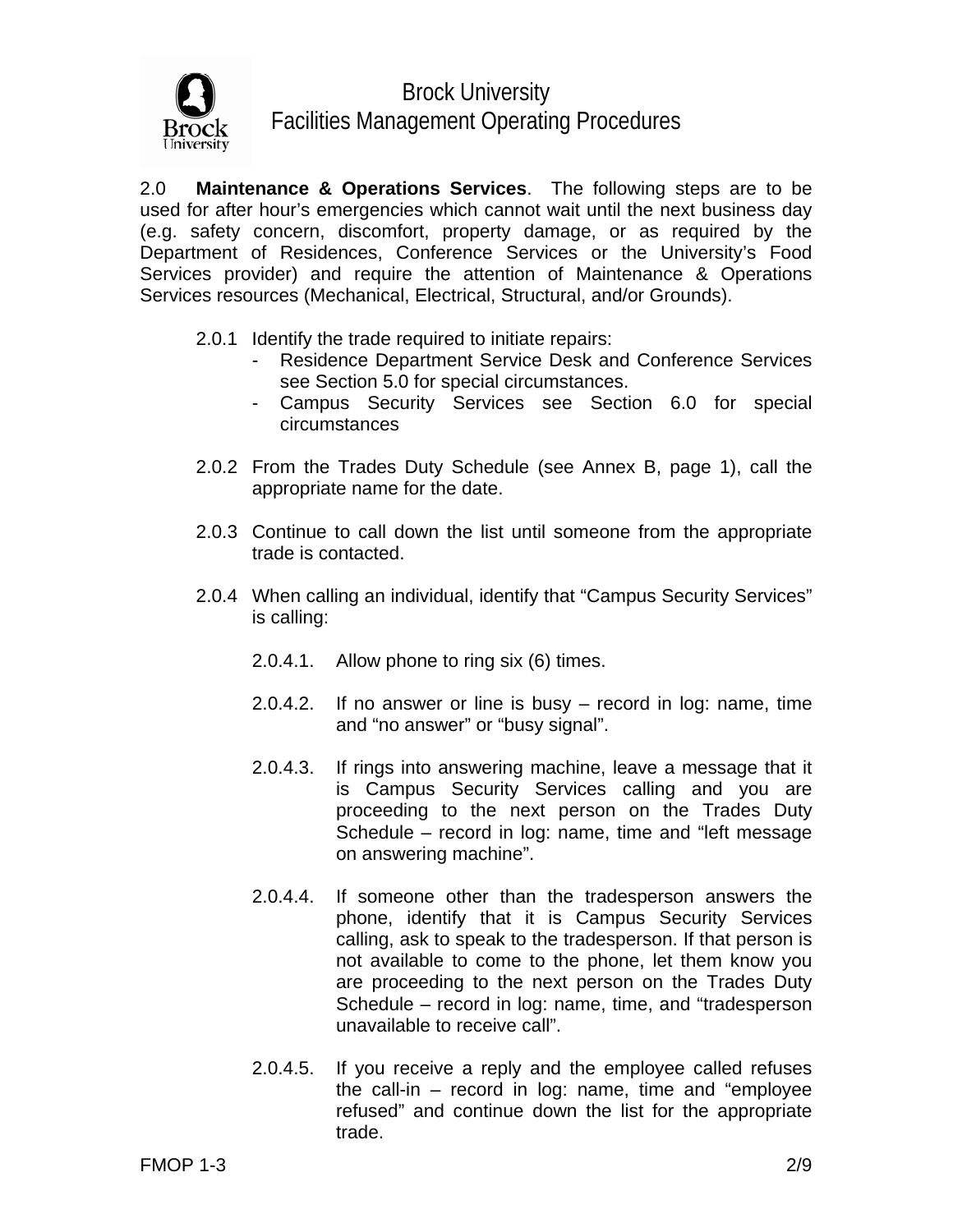2.0 **Maintenance & Operations Services**. The following steps are to be used for after hour's emergencies which cannot wait until the next business day (e.g. safety concern, discomfort, property damage, or as required by the Department of Residences, Conference Services or the University's Food Services provider) and require the attention of Maintenance & Operations Services resources (Mechanical, Electrical, Structural, and/or Grounds).

2.0.1 Identify the trade required to initiate repairs:

- Residence Department Service Desk and Conference Services see Section 5.0 for special circumstances.
- Campus Security Services see Section 6.0 for special circumstances

2.0.2 From the Trades Duty Schedule (see Annex B, page 1), call the appropriate name for the date.

2.0.3 Continue to call down the list until someone from the appropriate trade is contacted.

2.0.4 When calling an individual, identify that "Campus Security Services" is calling:

2.0.4.1. Allow phone to ring six (6) times.

2.0.4.2. If no answer or line is busy – record in log: name, time and "no answer" or "busy signal".

2.0.4.3. If rings into answering machine, leave a message that it is Campus Security Services calling and you are proceeding to the next person on the Trades Duty Schedule – record in log: name, time and "left message on answering machine".

2.0.4.4. If someone other than the tradesperson answers the phone, identify that it is Campus Security Services calling, ask to speak to the tradesperson. If that person is not available to come to the phone, let them know you are proceeding to the next person on the Trades Duty Schedule – record in log: name, time, and "tradesperson unavailable to receive call".

2.0.4.5. If you receive a reply and the employee called refuses the call-in – record in log: name, time and "employee refused" and continue down the list for the appropriate trade.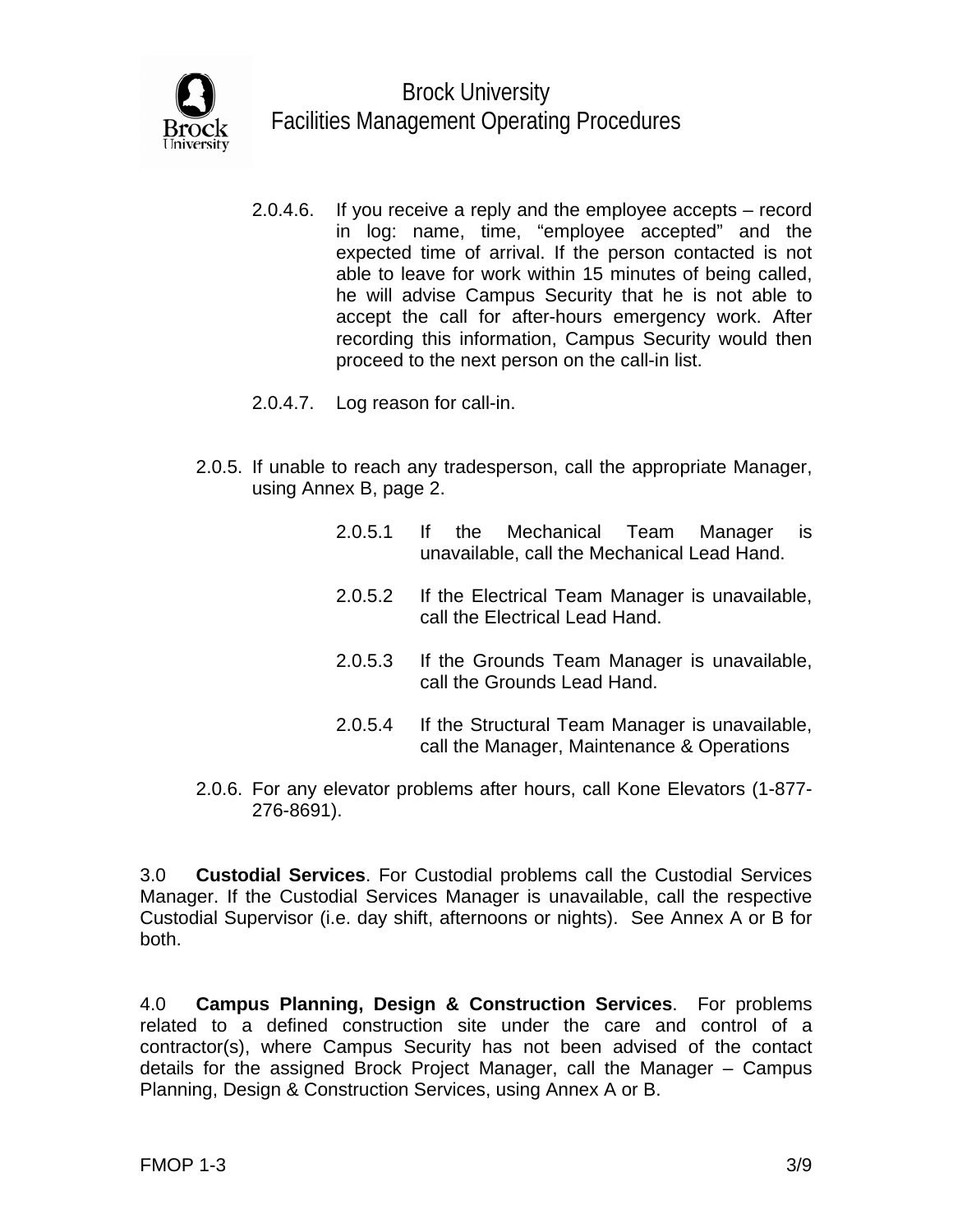2.0.4.6. If you receive a reply and the employee accepts – record in log: name, time, "employee accepted" and the expected time of arrival. If the person contacted is not able to leave for work within 15 minutes of being called, he will advise Campus Security that he is not able to accept the call for after-hours emergency work. After recording this information, Campus Security would then proceed to the next person on the call-in list.

2.0.4.7. Log reason for call-in.

2.0.5. If unable to reach any tradesperson, call the appropriate Manager, using Annex B, page 2.

2.0.5.1 If the Mechanical Team Manager is unavailable, call the Mechanical Lead Hand.

2.0.5.2 If the Electrical Team Manager is unavailable, call the Electrical Lead Hand.

2.0.5.3 If the Grounds Team Manager is unavailable, call the Grounds Lead Hand.

2.0.5.4 If the Structural Team Manager is unavailable, call the Manager, Maintenance & Operations

2.0.6. For any elevator problems after hours, call Kone Elevators (1-877-276-8691).

3.0 **Custodial Services**. For Custodial problems call the Custodial Services Manager. If the Custodial Services Manager is unavailable, call the respective Custodial Supervisor (i.e. day shift, afternoons or nights). See Annex A or B for both.

4.0 **Campus Planning, Design & Construction Services**. For problems related to a defined construction site under the care and control of a contractor(s), where Campus Security has not been advised of the contact details for the assigned Brock Project Manager, call the Manager – Campus Planning, Design & Construction Services, using Annex A or B.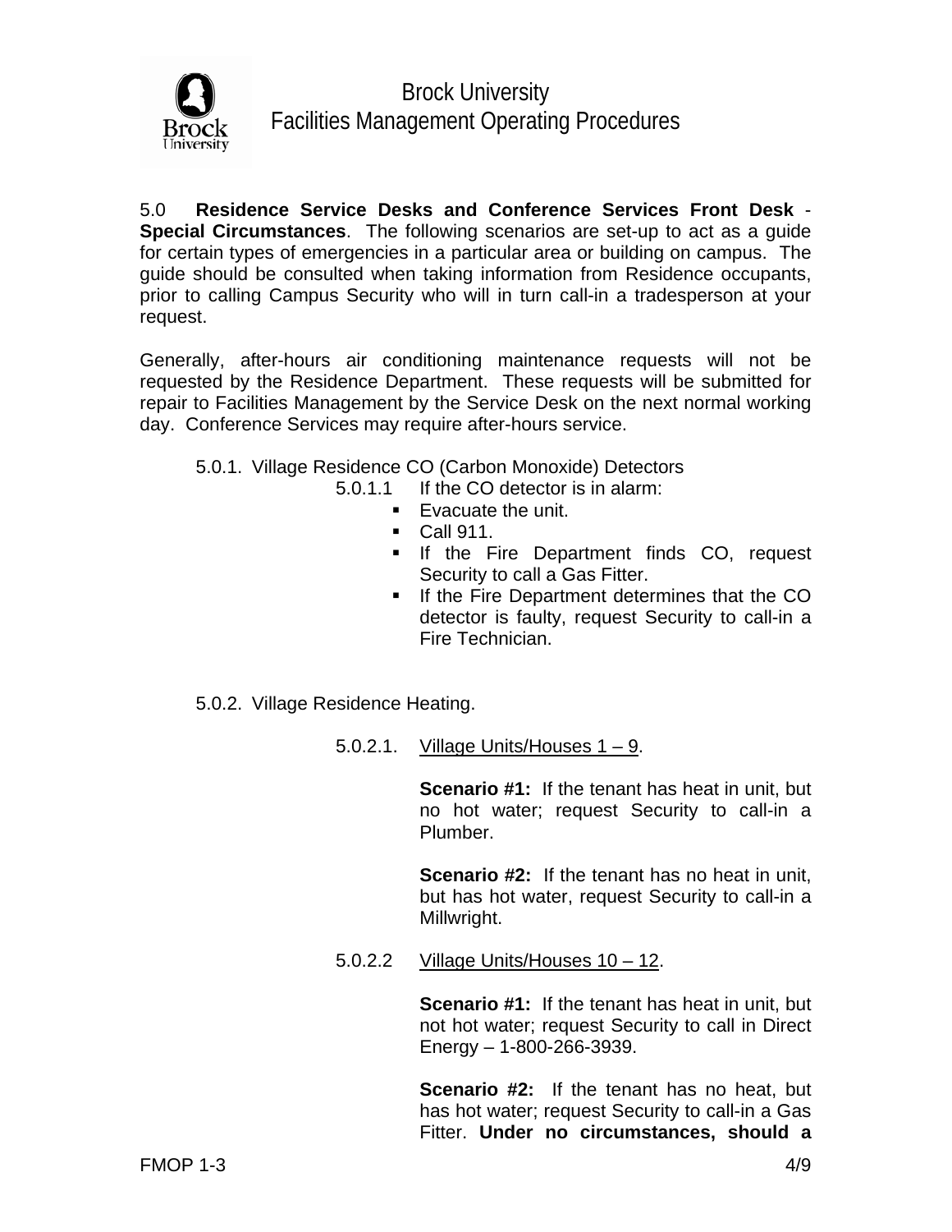5.0 **Residence Service Desks and Conference Services Front Desk - Special Circumstances**. The following scenarios are set-up to act as a guide for certain types of emergencies in a particular area or building on campus. The guide should be consulted when taking information from Residence occupants, prior to calling Campus Security who will in turn call-in a tradesperson at your request.

Generally, after-hours air conditioning maintenance requests will not be requested by the Residence Department. These requests will be submitted for repair to Facilities Management by the Service Desk on the next normal working day. Conference Services may require after-hours service.

5.0.1. Village Residence CO (Carbon Monoxide) Detectors

5.0.1.1 If the CO detector is in alarm:

- Evacuate the unit.
- Call 911.
- If the Fire Department finds CO, request Security to call a Gas Fitter.
- If the Fire Department determines that the CO detector is faulty, request Security to call-in a Fire Technician.

5.0.2. Village Residence Heating.

5.0.2.1. Village Units/Houses 1 – 9.

**Scenario #1:** If the tenant has heat in unit, but no hot water; request Security to call-in a Plumber.

**Scenario #2:** If the tenant has no heat in unit, but has hot water, request Security to call-in a Millwright.

5.0.2.2 Village Units/Houses 10 – 12.

**Scenario #1:** If the tenant has heat in unit, but not hot water; request Security to call in Direct Energy – 1-800-266-3939.

**Scenario #2:** If the tenant has no heat, but has hot water; request Security to call-in a Gas Fitter. **Under no circumstances, should a**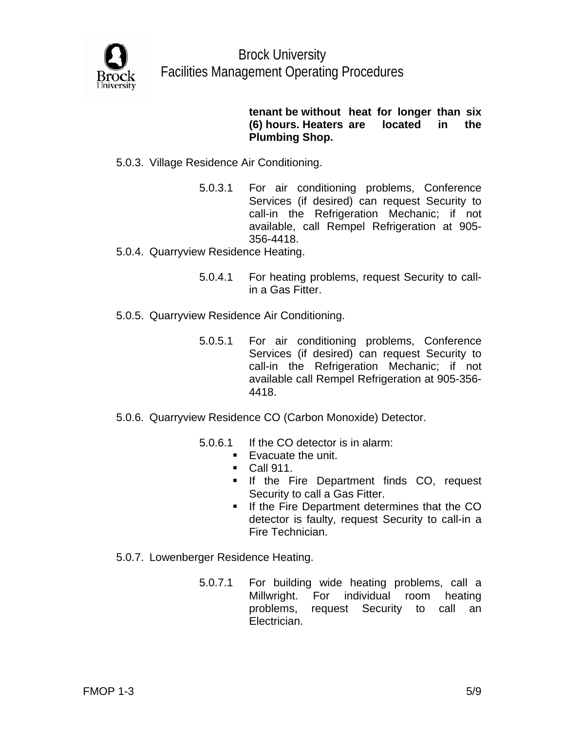**tenant be without heat for longer than six (6) hours. Heaters are located in the Plumbing Shop.**

5.0.3. Village Residence Air Conditioning.

5.0.3.1 For air conditioning problems, Conference Services (if desired) can request Security to call-in the Refrigeration Mechanic; if not available, call Rempel Refrigeration at 905-356-4418.

5.0.4. Quarryview Residence Heating.

5.0.4.1 For heating problems, request Security to call-in a Gas Fitter.

5.0.5. Quarryview Residence Air Conditioning.

5.0.5.1 For air conditioning problems, Conference Services (if desired) can request Security to call-in the Refrigeration Mechanic; if not available call Rempel Refrigeration at 905-356-4418.

5.0.6. Quarryview Residence CO (Carbon Monoxide) Detector.

5.0.6.1 If the CO detector is in alarm:

- Evacuate the unit.
- Call 911.
- If the Fire Department finds CO, request Security to call a Gas Fitter.
- If the Fire Department determines that the CO detector is faulty, request Security to call-in a Fire Technician.

5.0.7. Lowenberger Residence Heating.

5.0.7.1 For building wide heating problems, call a Millwright. For individual room heating problems, request Security to call an Electrician.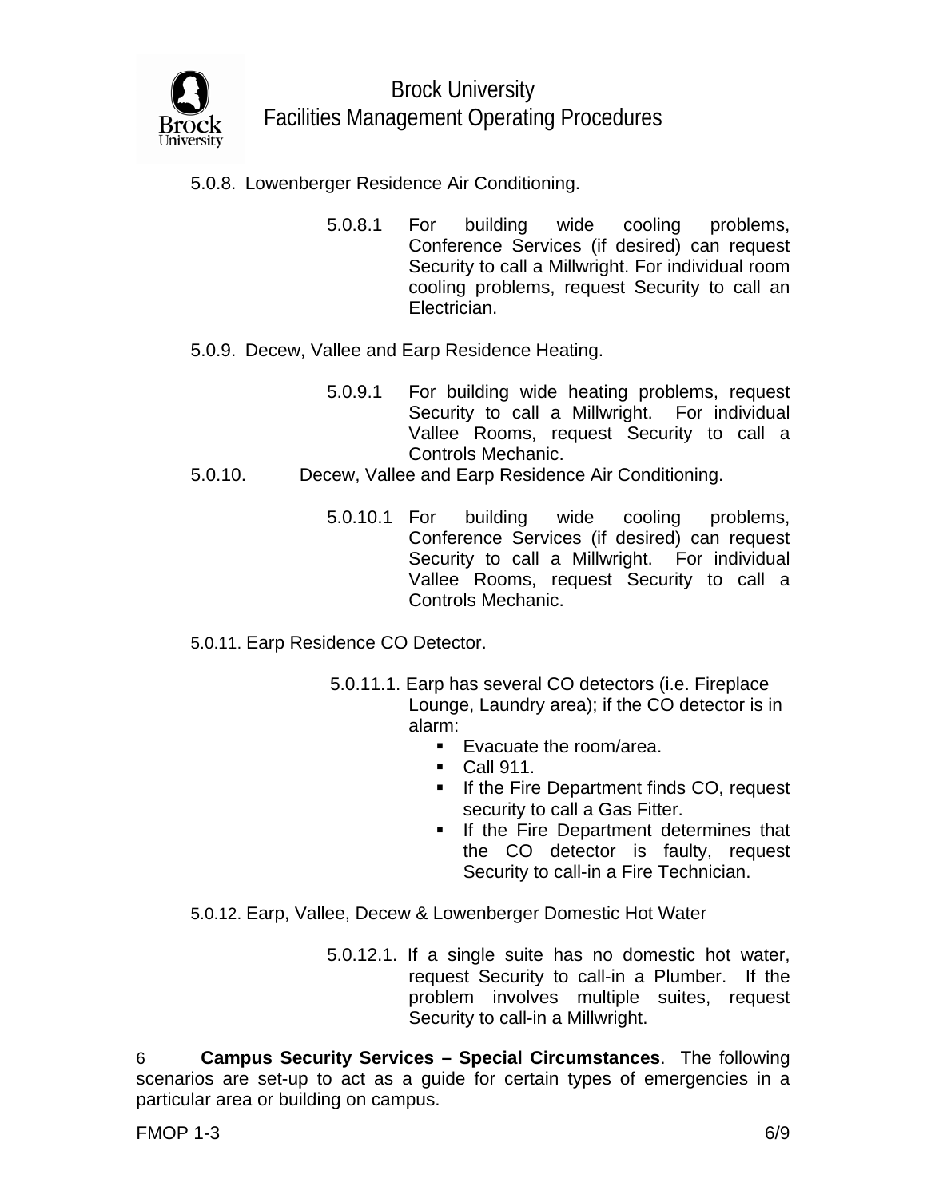5.0.8. Lowenberger Residence Air Conditioning.

5.0.8.1 For building wide cooling problems, Conference Services (if desired) can request Security to call a Millwright. For individual room cooling problems, request Security to call an Electrician.

5.0.9. Decew, Vallee and Earp Residence Heating.

5.0.9.1 For building wide heating problems, request Security to call a Millwright. For individual Vallee Rooms, request Security to call a Controls Mechanic.

5.0.10. Decew, Vallee and Earp Residence Air Conditioning.

5.0.10.1 For building wide cooling problems, Conference Services (if desired) can request Security to call a Millwright. For individual Vallee Rooms, request Security to call a Controls Mechanic.

5.0.11. Earp Residence CO Detector.

5.0.11.1. Earp has several CO detectors (i.e. Fireplace Lounge, Laundry area); if the CO detector is in alarm:

- Evacuate the room/area.
- Call 911.
- If the Fire Department finds CO, request security to call a Gas Fitter.
- If the Fire Department determines that the CO detector is faulty, request Security to call-in a Fire Technician.

5.0.12. Earp, Vallee, Decew & Lowenberger Domestic Hot Water

5.0.12.1. If a single suite has no domestic hot water, request Security to call-in a Plumber. If the problem involves multiple suites, request Security to call-in a Millwright.

6 **Campus Security Services – Special Circumstances**. The following scenarios are set-up to act as a guide for certain types of emergencies in a particular area or building on campus.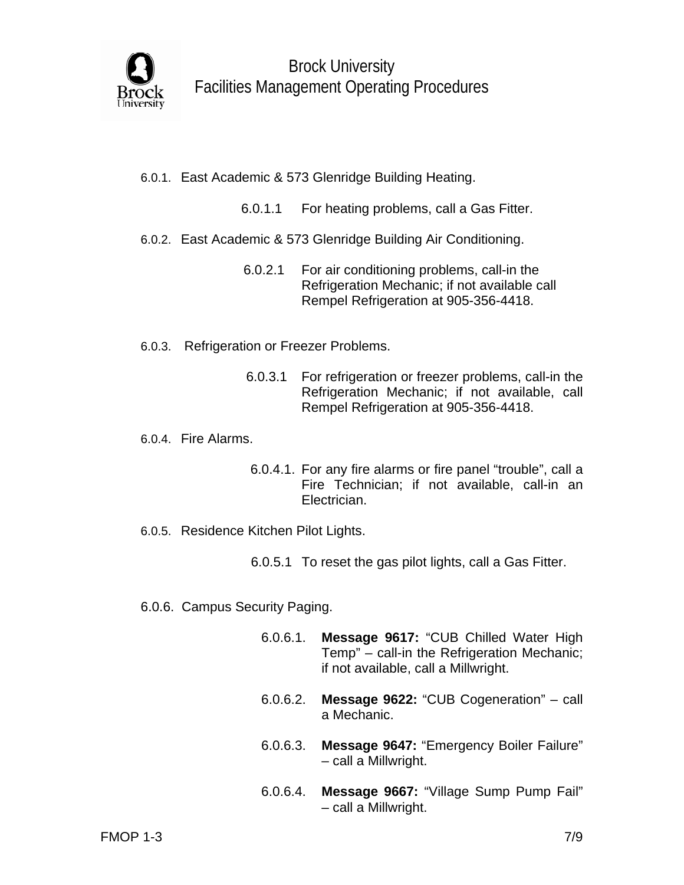6.0.1. East Academic & 573 Glenridge Building Heating.

6.0.1.1 For heating problems, call a Gas Fitter.

6.0.2. East Academic & 573 Glenridge Building Air Conditioning.

6.0.2.1 For air conditioning problems, call-in the Refrigeration Mechanic; if not available call Rempel Refrigeration at 905-356-4418.

6.0.3. Refrigeration or Freezer Problems.

6.0.3.1 For refrigeration or freezer problems, call-in the Refrigeration Mechanic; if not available, call Rempel Refrigeration at 905-356-4418.

6.0.4. Fire Alarms.

6.0.4.1. For any fire alarms or fire panel "trouble", call a Fire Technician; if not available, call-in an Electrician.

6.0.5. Residence Kitchen Pilot Lights.

6.0.5.1 To reset the gas pilot lights, call a Gas Fitter.

6.0.6. Campus Security Paging.

6.0.6.1. **Message 9617:** "CUB Chilled Water High Temp" – call-in the Refrigeration Mechanic; if not available, call a Millwright.

6.0.6.2. **Message 9622:** "CUB Cogeneration" – call a Mechanic.

6.0.6.3. **Message 9647:** "Emergency Boiler Failure" – call a Millwright.

6.0.6.4. **Message 9667:** "Village Sump Pump Fail" – call a Millwright.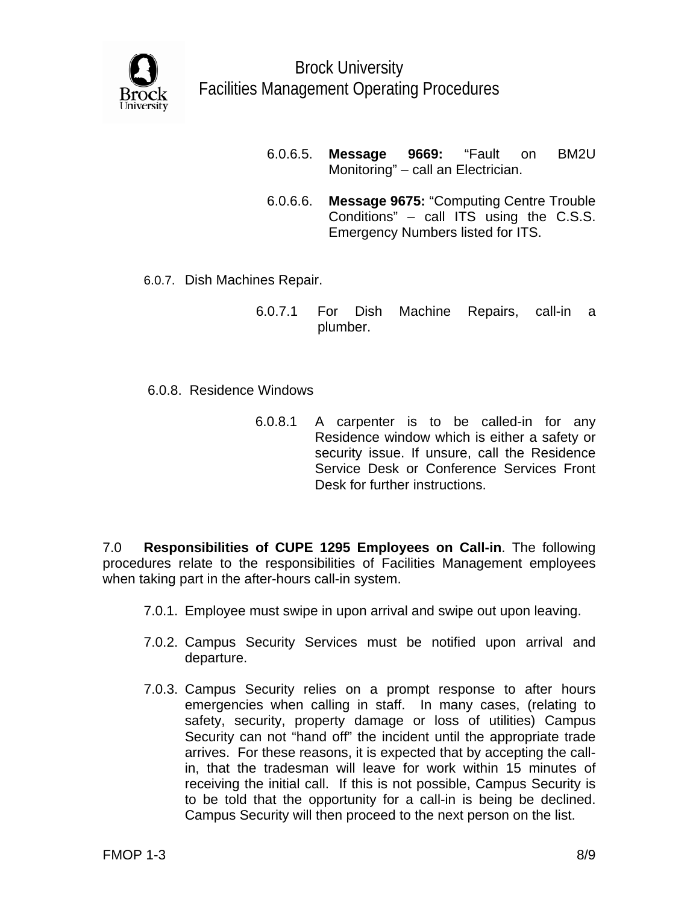6.0.6.5. **Message 9669:** "Fault on BM2U Monitoring" – call an Electrician.

6.0.6.6. **Message 9675:** "Computing Centre Trouble Conditions" – call ITS using the C.S.S. Emergency Numbers listed for ITS.

6.0.7. Dish Machines Repair.

6.0.7.1 For Dish Machine Repairs, call-in a plumber.

6.0.8. Residence Windows

6.0.8.1 A carpenter is to be called-in for any Residence window which is either a safety or security issue. If unsure, call the Residence Service Desk or Conference Services Front Desk for further instructions.

7.0 **Responsibilities of CUPE 1295 Employees on Call-in**. The following procedures relate to the responsibilities of Facilities Management employees when taking part in the after-hours call-in system.

7.0.1. Employee must swipe in upon arrival and swipe out upon leaving.

7.0.2. Campus Security Services must be notified upon arrival and departure.

7.0.3. Campus Security relies on a prompt response to after hours emergencies when calling in staff. In many cases, (relating to safety, security, property damage or loss of utilities) Campus Security can not "hand off" the incident until the appropriate trade arrives. For these reasons, it is expected that by accepting the call-in, that the tradesman will leave for work within 15 minutes of receiving the initial call. If this is not possible, Campus Security is to be told that the opportunity for a call-in is being be declined. Campus Security will then proceed to the next person on the list.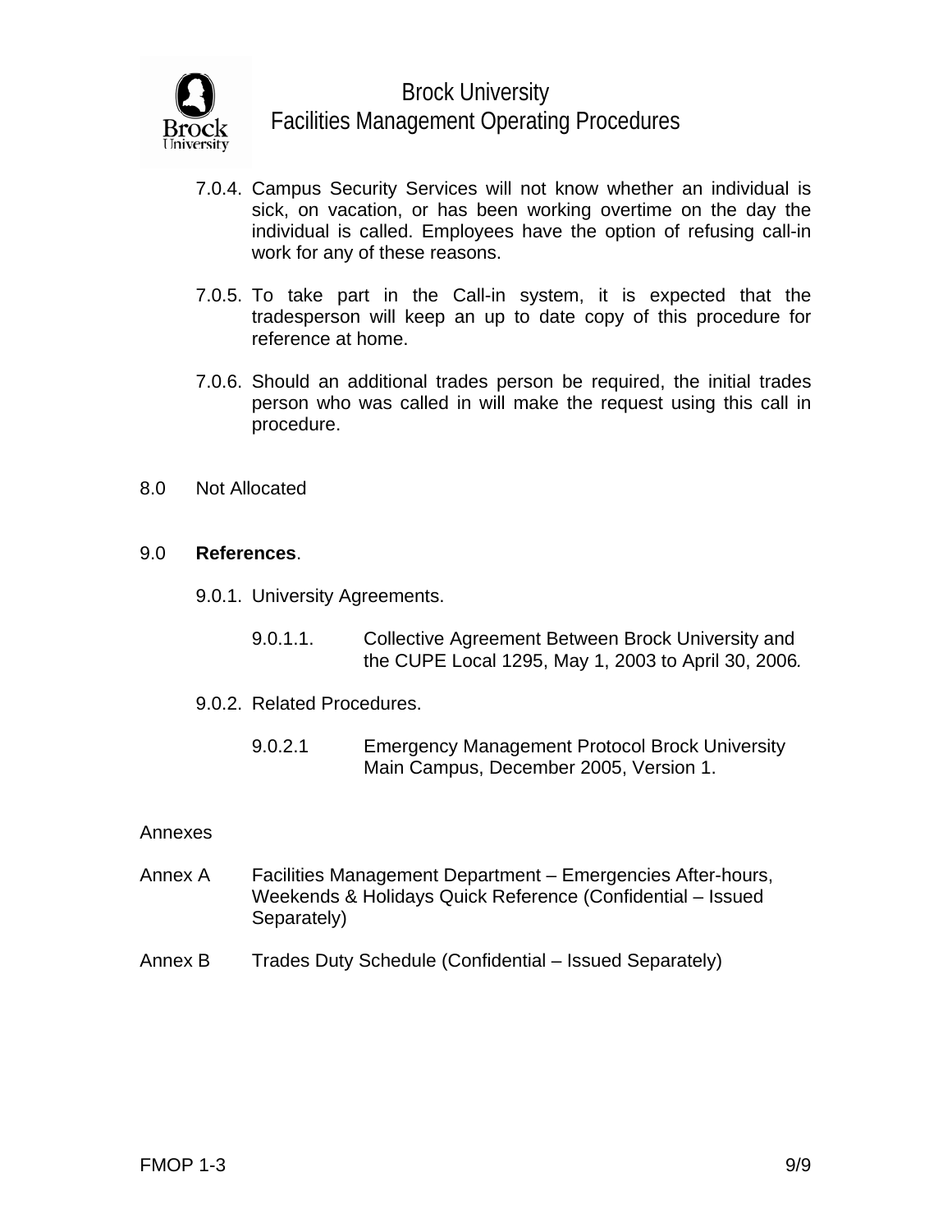7.0.4. Campus Security Services will not know whether an individual is sick, on vacation, or has been working overtime on the day the individual is called. Employees have the option of refusing call-in work for any of these reasons.

7.0.5. To take part in the Call-in system, it is expected that the tradesperson will keep an up to date copy of this procedure for reference at home.

7.0.6. Should an additional trades person be required, the initial trades person who was called in will make the request using this call in procedure.

8.0 Not Allocated

9.0 **References**.

9.0.1. University Agreements.

9.0.1.1. Collective Agreement Between Brock University and the CUPE Local 1295, May 1, 2003 to April 30, 2006*.*

9.0.2. Related Procedures.

9.0.2.1 Emergency Management Protocol Brock University Main Campus, December 2005, Version 1.

Annexes

Annex A Facilities Management Department – Emergencies After-hours, Weekends & Holidays Quick Reference (Confidential – Issued Separately)

Annex B Trades Duty Schedule (Confidential – Issued Separately)